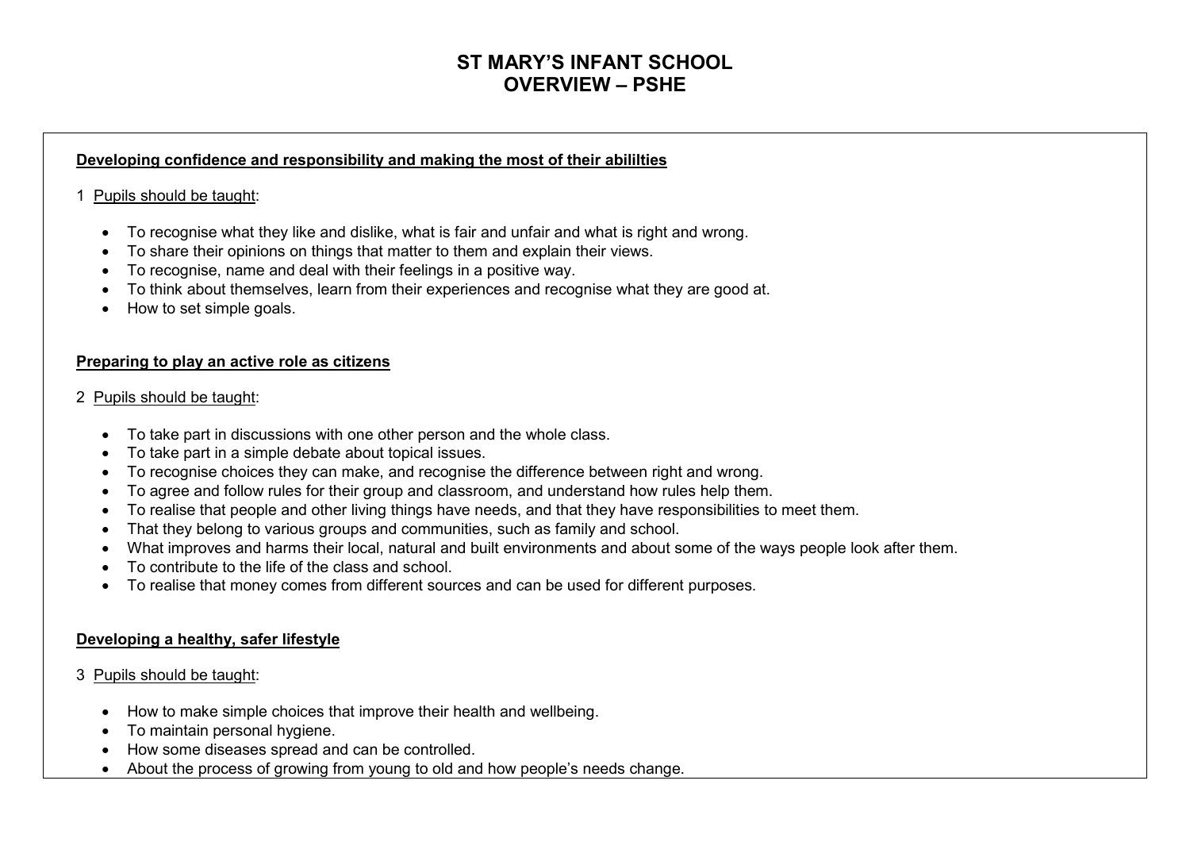# ST MARY'S INFANT SCHOOL
# OVERVIEW – PSHE

**Developing confidence and responsibility and making the most of their abililties**

1 Pupils should be taught:

- To recognise what they like and dislike, what is fair and unfair and what is right and wrong.
- To share their opinions on things that matter to them and explain their views.
- To recognise, name and deal with their feelings in a positive way.
- To think about themselves, learn from their experiences and recognise what they are good at.
- How to set simple goals.

**Preparing to play an active role as citizens**

2 Pupils should be taught:

- To take part in discussions with one other person and the whole class.
- To take part in a simple debate about topical issues.
- To recognise choices they can make, and recognise the difference between right and wrong.
- To agree and follow rules for their group and classroom, and understand how rules help them.
- To realise that people and other living things have needs, and that they have responsibilities to meet them.
- That they belong to various groups and communities, such as family and school.
- What improves and harms their local, natural and built environments and about some of the ways people look after them.
- To contribute to the life of the class and school.
- To realise that money comes from different sources and can be used for different purposes.

**Developing a healthy, safer lifestyle**

3 Pupils should be taught:

- How to make simple choices that improve their health and wellbeing.
- To maintain personal hygiene.
- How some diseases spread and can be controlled.
- About the process of growing from young to old and how people's needs change.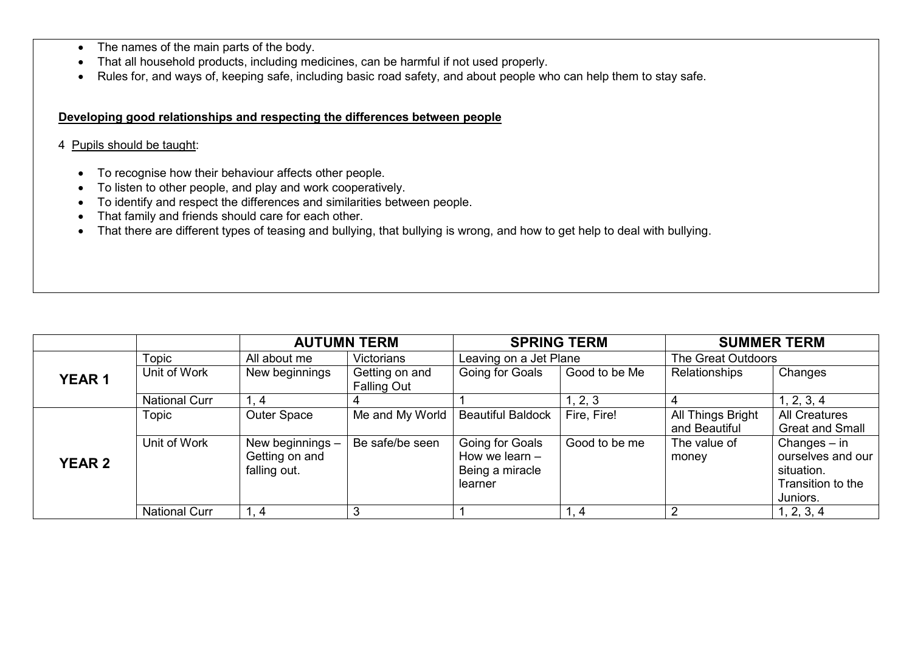- The names of the main parts of the body.
- That all household products, including medicines, can be harmful if not used properly.
- Rules for, and ways of, keeping safe, including basic road safety, and about people who can help them to stay safe.

**Developing good relationships and respecting the differences between people**

4 Pupils should be taught:

- To recognise how their behaviour affects other people.
- To listen to other people, and play and work cooperatively.
- To identify and respect the differences and similarities between people.
- That family and friends should care for each other.
- That there are different types of teasing and bullying, that bullying is wrong, and how to get help to deal with bullying.

| | | AUTUMN TERM | | SPRING TERM | | SUMMER TERM | |
|---|---|---|---|---|---|---|---|
| **YEAR 1** | Topic | All about me | Victorians | Leaving on a Jet Plane | | The Great Outdoors | |
| | Unit of Work | New beginnings | Getting on and Falling Out | Going for Goals | Good to be Me | Relationships | Changes |
| | National Curr | 1, 4 | 4 | 1 | 1, 2, 3 | 4 | 1, 2, 3, 4 |
| **YEAR 2** | Topic | Outer Space | Me and My World | Beautiful Baldock | Fire, Fire! | All Things Bright and Beautiful | All Creatures Great and Small |
| | Unit of Work | New beginnings – Getting on and falling out. | Be safe/be seen | Going for Goals How we learn – Being a miracle learner | Good to be me | The value of money | Changes – in ourselves and our situation. Transition to the Juniors. |
| | National Curr | 1, 4 | 3 | 1 | 1, 4 | 2 | 1, 2, 3, 4 |